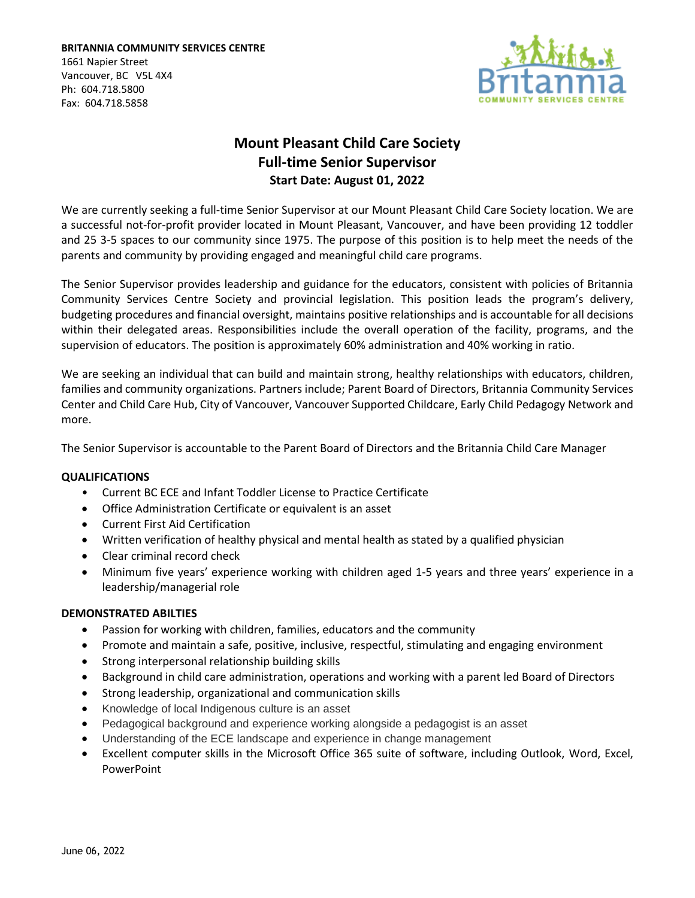**BRITANNIA COMMUNITY SERVICES CENTRE**
1661 Napier Street
Vancouver, BC V5L 4X4
Ph: 604.718.5800
Fax: 604.718.5858

# Mount Pleasant Child Care Society
## Full-time Senior Supervisor
### Start Date: August 01, 2022

We are currently seeking a full-time Senior Supervisor at our Mount Pleasant Child Care Society location. We are a successful not-for-profit provider located in Mount Pleasant, Vancouver, and have been providing 12 toddler and 25 3-5 spaces to our community since 1975. The purpose of this position is to help meet the needs of the parents and community by providing engaged and meaningful child care programs.

The Senior Supervisor provides leadership and guidance for the educators, consistent with policies of Britannia Community Services Centre Society and provincial legislation. This position leads the program's delivery, budgeting procedures and financial oversight, maintains positive relationships and is accountable for all decisions within their delegated areas. Responsibilities include the overall operation of the facility, programs, and the supervision of educators. The position is approximately 60% administration and 40% working in ratio.

We are seeking an individual that can build and maintain strong, healthy relationships with educators, children, families and community organizations. Partners include; Parent Board of Directors, Britannia Community Services Center and Child Care Hub, City of Vancouver, Vancouver Supported Childcare, Early Child Pedagogy Network and more.

The Senior Supervisor is accountable to the Parent Board of Directors and the Britannia Child Care Manager

**QUALIFICATIONS**

- Current BC ECE and Infant Toddler License to Practice Certificate
- Office Administration Certificate or equivalent is an asset
- Current First Aid Certification
- Written verification of healthy physical and mental health as stated by a qualified physician
- Clear criminal record check
- Minimum five years' experience working with children aged 1-5 years and three years' experience in a leadership/managerial role

**DEMONSTRATED ABILTIES**

- Passion for working with children, families, educators and the community
- Promote and maintain a safe, positive, inclusive, respectful, stimulating and engaging environment
- Strong interpersonal relationship building skills
- Background in child care administration, operations and working with a parent led Board of Directors
- Strong leadership, organizational and communication skills
- Knowledge of local Indigenous culture is an asset
- Pedagogical background and experience working alongside a pedagogist is an asset
- Understanding of the ECE landscape and experience in change management
- Excellent computer skills in the Microsoft Office 365 suite of software, including Outlook, Word, Excel, PowerPoint

June 06, 2022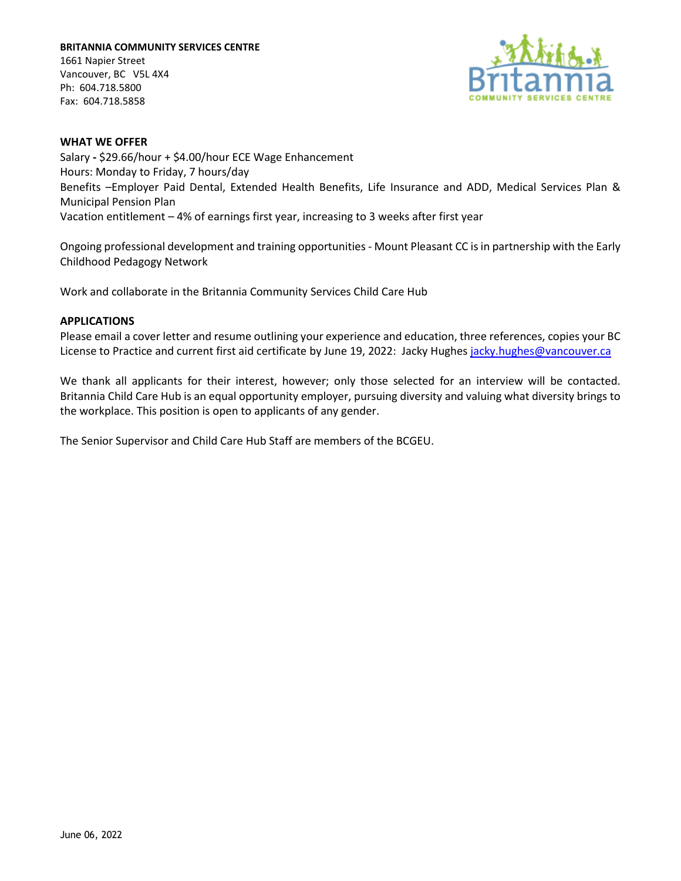**BRITANNIA COMMUNITY SERVICES CENTRE**
1661 Napier Street
Vancouver, BC V5L 4X4
Ph: 604.718.5800
Fax: 604.718.5858

**WHAT WE OFFER**

Salary **-** $29.66/hour + $4.00/hour ECE Wage Enhancement
Hours: Monday to Friday, 7 hours/day
Benefits –Employer Paid Dental, Extended Health Benefits, Life Insurance and ADD, Medical Services Plan & Municipal Pension Plan
Vacation entitlement – 4% of earnings first year, increasing to 3 weeks after first year

Ongoing professional development and training opportunities - Mount Pleasant CC is in partnership with the Early Childhood Pedagogy Network

Work and collaborate in the Britannia Community Services Child Care Hub

**APPLICATIONS**

Please email a cover letter and resume outlining your experience and education, three references, copies your BC License to Practice and current first aid certificate by June 19, 2022: Jacky Hughes jacky.hughes@vancouver.ca

We thank all applicants for their interest, however; only those selected for an interview will be contacted. Britannia Child Care Hub is an equal opportunity employer, pursuing diversity and valuing what diversity brings to the workplace. This position is open to applicants of any gender.

The Senior Supervisor and Child Care Hub Staff are members of the BCGEU.

June 06, 2022